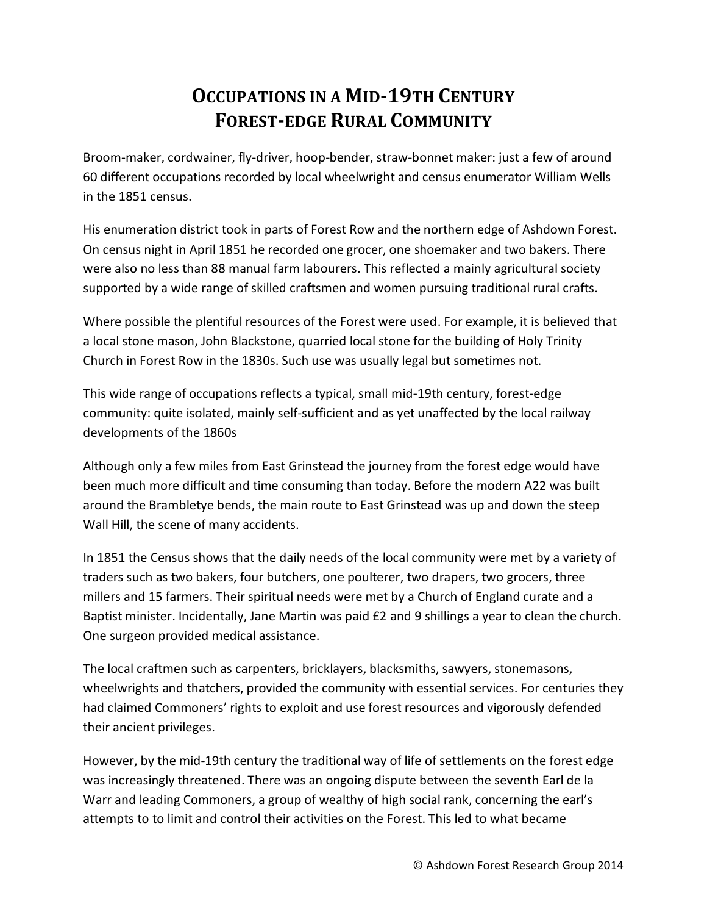# Occupations in a Mid-19th Century Forest-edge Rural Community

Broom-maker, cordwainer, fly-driver, hoop-bender, straw-bonnet maker: just a few of around 60 different occupations recorded by local wheelwright and census enumerator William Wells in the 1851 census.

His enumeration district took in parts of Forest Row and the northern edge of Ashdown Forest. On census night in April 1851 he recorded one grocer, one shoemaker and two bakers. There were also no less than 88 manual farm labourers. This reflected a mainly agricultural society supported by a wide range of skilled craftsmen and women pursuing traditional rural crafts.

Where possible the plentiful resources of the Forest were used. For example, it is believed that a local stone mason, John Blackstone, quarried local stone for the building of Holy Trinity Church in Forest Row in the 1830s. Such use was usually legal but sometimes not.

This wide range of occupations reflects a typical, small mid-19th century, forest-edge community: quite isolated, mainly self-sufficient and as yet unaffected by the local railway developments of the 1860s

Although only a few miles from East Grinstead the journey from the forest edge would have been much more difficult and time consuming than today. Before the modern A22 was built around the Brambletye bends, the main route to East Grinstead was up and down the steep Wall Hill, the scene of many accidents.

In 1851 the Census shows that the daily needs of the local community were met by a variety of traders such as two bakers, four butchers, one poulterer, two drapers, two grocers, three millers and 15 farmers. Their spiritual needs were met by a Church of England curate and a Baptist minister. Incidentally, Jane Martin was paid £2 and 9 shillings a year to clean the church. One surgeon provided medical assistance.

The local craftmen such as carpenters, bricklayers, blacksmiths, sawyers, stonemasons, wheelwrights and thatchers, provided the community with essential services. For centuries they had claimed Commoners' rights to exploit and use forest resources and vigorously defended their ancient privileges.

However, by the mid-19th century the traditional way of life of settlements on the forest edge was increasingly threatened. There was an ongoing dispute between the seventh Earl de la Warr and leading Commoners, a group of wealthy of high social rank, concerning the earl's attempts to to limit and control their activities on the Forest. This led to what became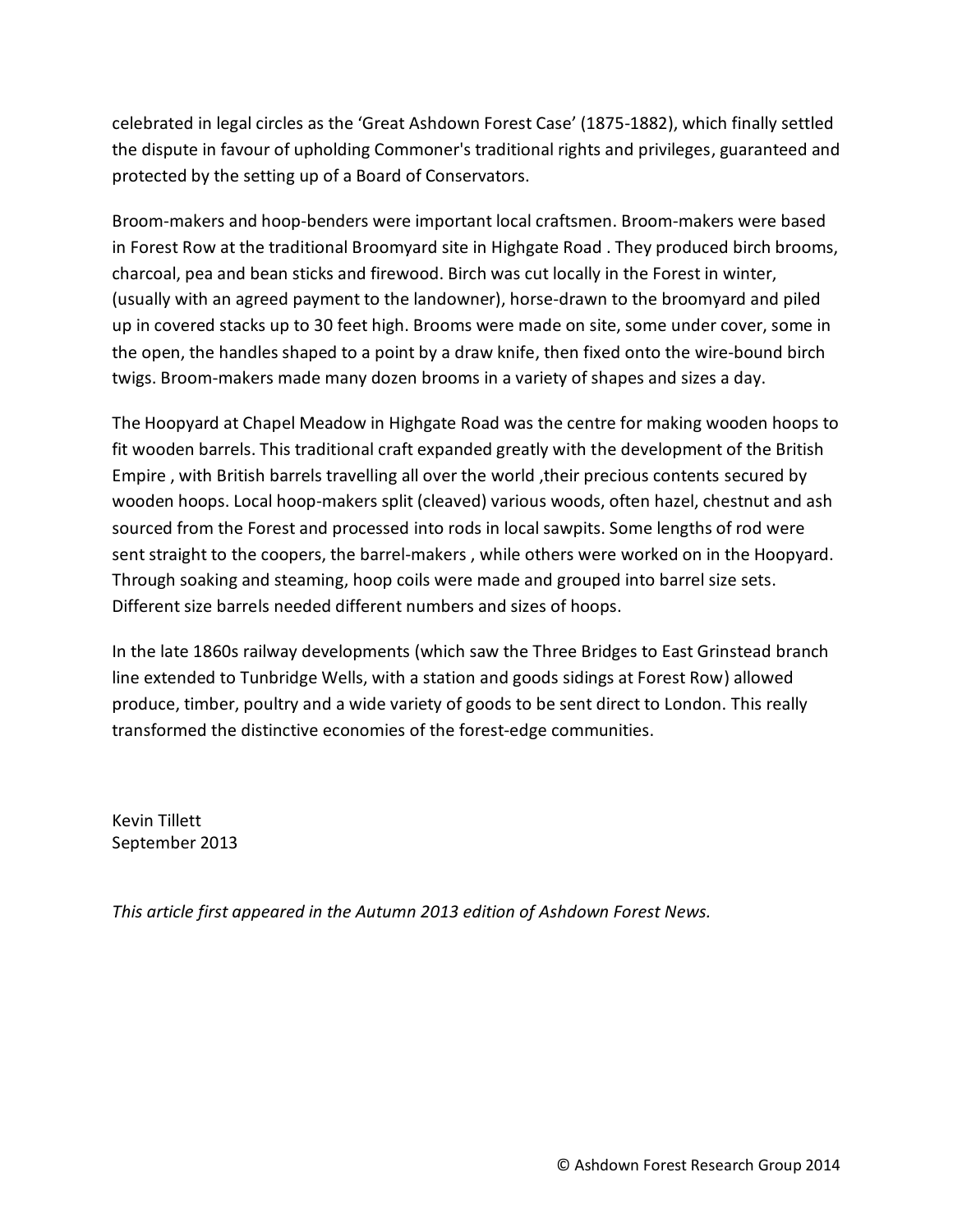celebrated in legal circles as the 'Great Ashdown Forest Case' (1875-1882), which finally settled the dispute in favour of upholding Commoner's traditional rights and privileges, guaranteed and protected by the setting up of a Board of Conservators.

Broom-makers and hoop-benders were important local craftsmen. Broom-makers were based in Forest Row at the traditional Broomyard site in Highgate Road . They produced birch brooms, charcoal, pea and bean sticks and firewood. Birch was cut locally in the Forest in winter, (usually with an agreed payment to the landowner), horse-drawn to the broomyard and piled up in covered stacks up to 30 feet high. Brooms were made on site, some under cover, some in the open, the handles shaped to a point by a draw knife, then fixed onto the wire-bound birch twigs. Broom-makers made many dozen brooms in a variety of shapes and sizes a day.

The Hoopyard at Chapel Meadow in Highgate Road was the centre for making wooden hoops to fit wooden barrels. This traditional craft expanded greatly with the development of the British Empire , with British barrels travelling all over the world ,their precious contents secured by wooden hoops. Local hoop-makers split (cleaved) various woods, often hazel, chestnut and ash sourced from the Forest and processed into rods in local sawpits. Some lengths of rod were sent straight to the coopers, the barrel-makers , while others were worked on in the Hoopyard. Through soaking and steaming, hoop coils were made and grouped into barrel size sets. Different size barrels needed different numbers and sizes of hoops.

In the late 1860s railway developments (which saw the Three Bridges to East Grinstead branch line extended to Tunbridge Wells, with a station and goods sidings at Forest Row) allowed produce, timber, poultry and a wide variety of goods to be sent direct to London. This really transformed the distinctive economies of the forest-edge communities.

Kevin Tillett
September 2013

*This article first appeared in the Autumn 2013 edition of Ashdown Forest News.*

© Ashdown Forest Research Group 2014